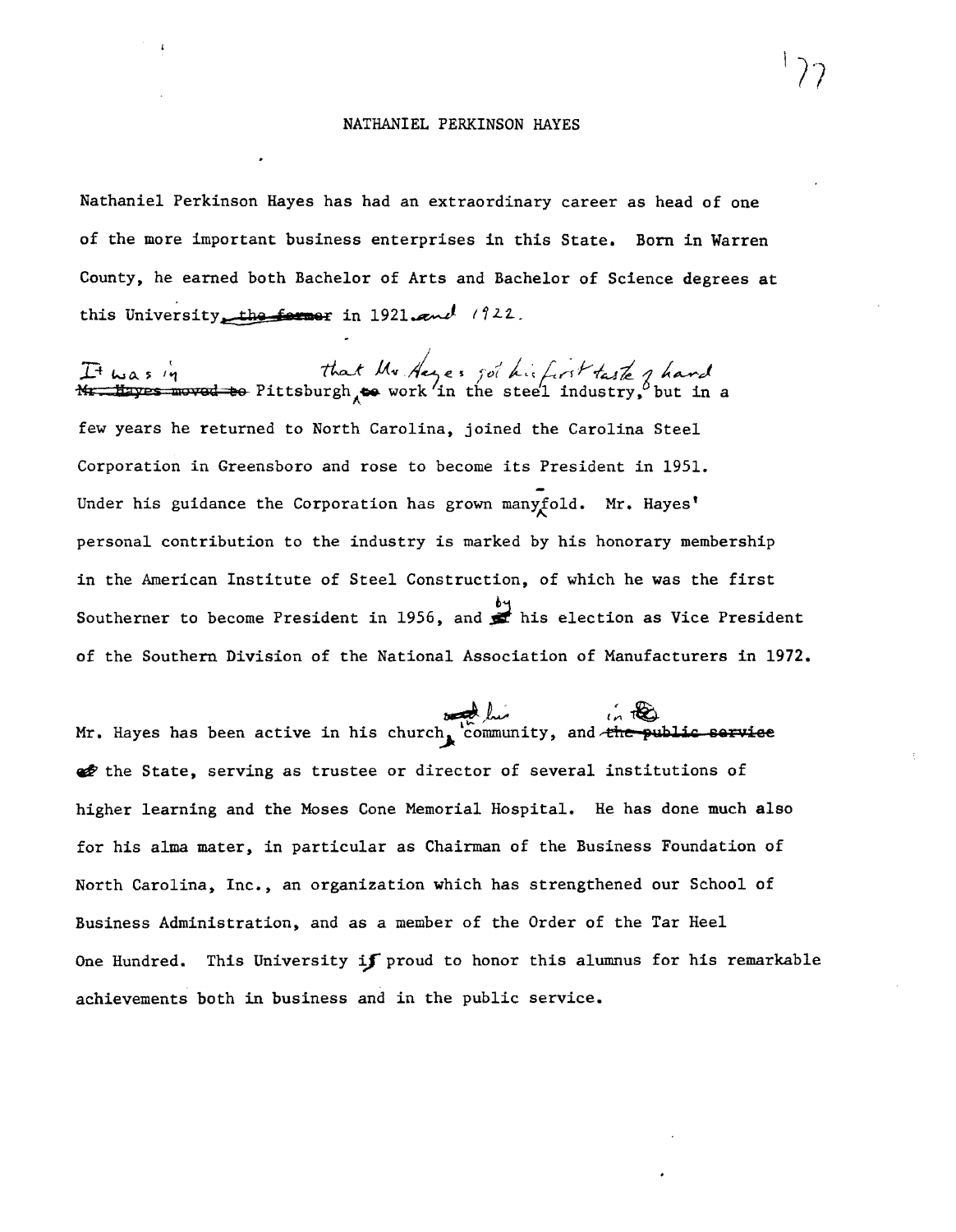# NATHANIEL PERKINSON HAYES

Nathaniel Perkinson Hayes has had an extraordinary career as head of one of the more important business enterprises in this State. Born in Warren County, he earned both Bachelor of Arts and Bachelor of Science degrees at this University in 1921 and 1922.

It was in Pittsburgh that Mr. Hayes got his first taste of hard work in the steel industry, but in a few years he returned to North Carolina, joined the Carolina Steel Corporation in Greensboro and rose to become its President in 1951. Under his guidance the Corporation has grown manyfold. Mr. Hayes' personal contribution to the industry is marked by his honorary membership in the American Institute of Steel Construction, of which he was the first Southerner to become President in 1956, and by his election as Vice President of the Southern Division of the National Association of Manufacturers in 1972.

Mr. Hayes has been active in his church and his community, and in the State, serving as trustee or director of several institutions of higher learning and the Moses Cone Memorial Hospital. He has done much also for his alma mater, in particular as Chairman of the Business Foundation of North Carolina, Inc., an organization which has strengthened our School of Business Administration, and as a member of the Order of the Tar Heel One Hundred. This University is proud to honor this alumnus for his remarkable achievements both in business and in the public service.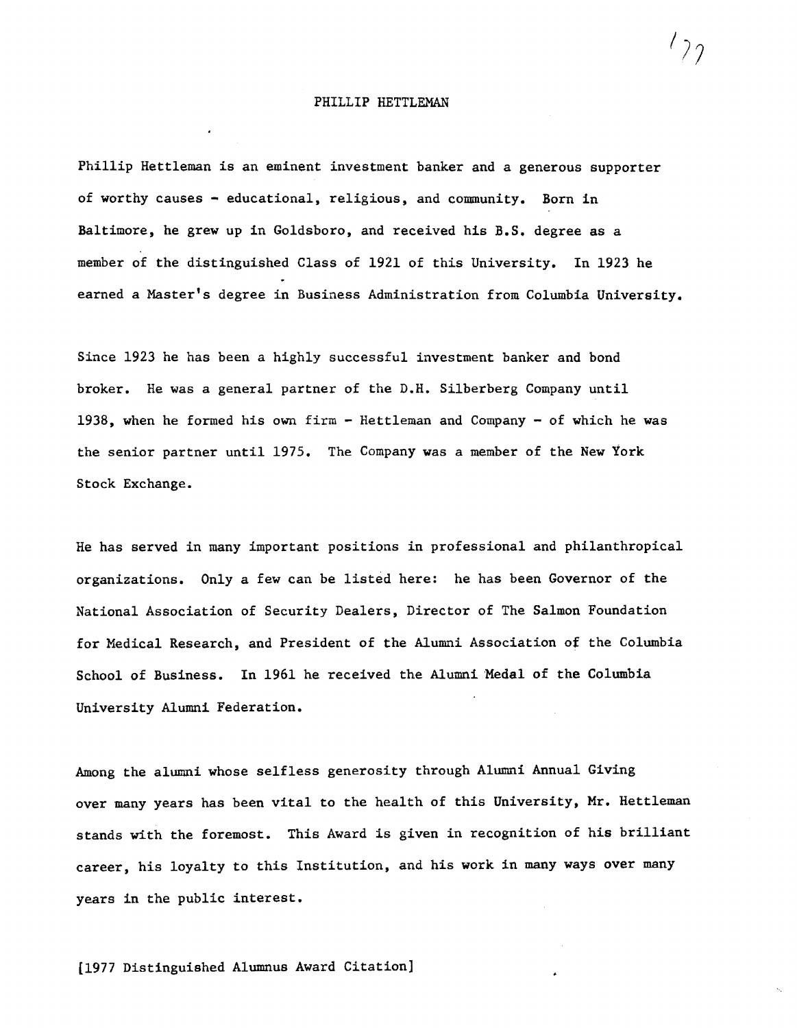# PHILLIP HETTLEMAN

Phillip Hettleman is an eminent investment banker and a generous supporter of worthy causes - educational, religious, and community. Born in Baltimore, he grew up in Goldsboro, and received his B.S. degree as a member of the distinguished Class of 1921 of this University. In 1923 he earned a Master's degree in Business Administration from Columbia University.

Since 1923 he has been a highly successful investment banker and bond broker. He was a general partner of the D.H. Silberberg Company until 1938, when he formed his own firm - Hettleman and Company - of which he was the senior partner until 1975. The Company was a member of the New York Stock Exchange.

He has served in many important positions in professional and philanthropical organizations. Only a few can be listed here: he has been Governor of the National Association of Security Dealers, Director of The Salmon Foundation for Medical Research, and President of the Alumni Association of the Columbia School of Business. In 1961 he received the Alumni Medal of the Columbia University Alumni Federation.

Among the alumni whose selfless generosity through Alumni Annual Giving over many years has been vital to the health of this University, Mr. Hettleman stands with the foremost. This Award is given in recognition of his brilliant career, his loyalty to this Institution, and his work in many ways over many years in the public interest.

[1977 Distinguished Alumnus Award Citation]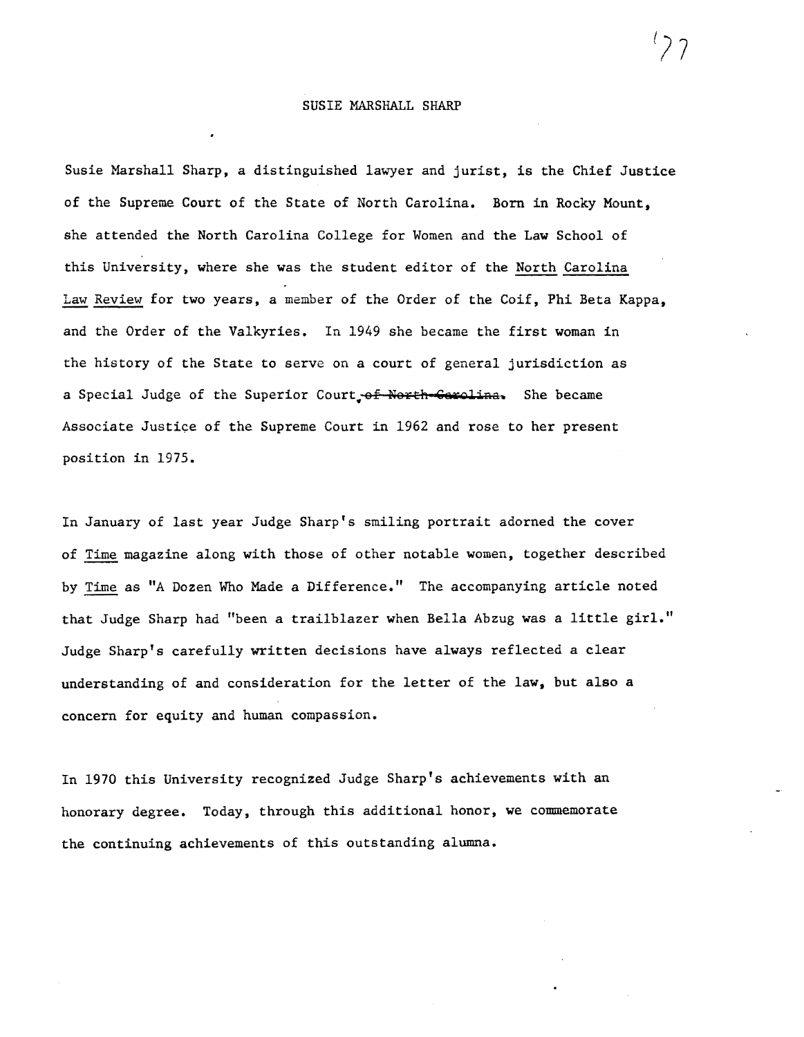# SUSIE MARSHALL SHARP

Susie Marshall Sharp, a distinguished lawyer and jurist, is the Chief Justice of the Supreme Court of the State of North Carolina. Born in Rocky Mount, she attended the North Carolina College for Women and the Law School of this University, where she was the student editor of the *North Carolina Law Review* for two years, a member of the Order of the Coif, Phi Beta Kappa, and the Order of the Valkyries. In 1949 she became the first woman in the history of the State to serve on a court of general jurisdiction as a Special Judge of the Superior Court. ~~of North Carolina.~~ She became Associate Justice of the Supreme Court in 1962 and rose to her present position in 1975.

In January of last year Judge Sharp's smiling portrait adorned the cover of *Time* magazine along with those of other notable women, together described by *Time* as "A Dozen Who Made a Difference." The accompanying article noted that Judge Sharp had "been a trailblazer when Bella Abzug was a little girl." Judge Sharp's carefully written decisions have always reflected a clear understanding of and consideration for the letter of the law, but also a concern for equity and human compassion.

In 1970 this University recognized Judge Sharp's achievements with an honorary degree. Today, through this additional honor, we commemorate the continuing achievements of this outstanding alumna.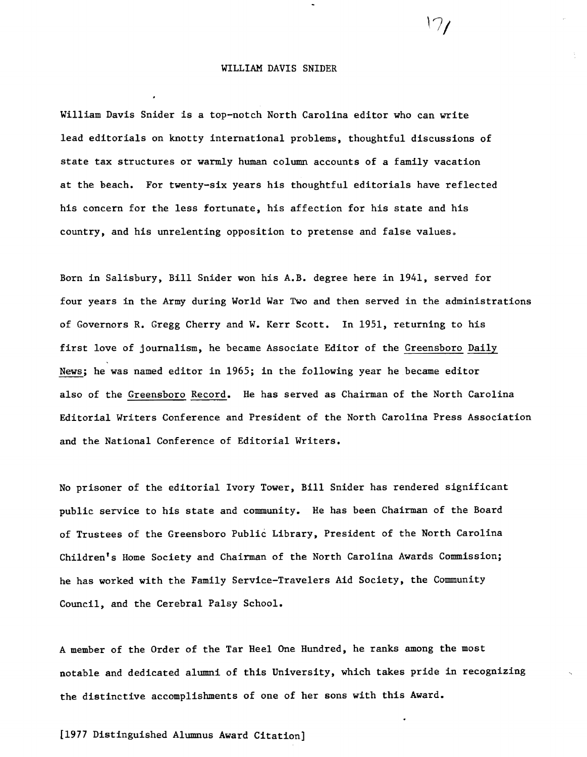# WILLIAM DAVIS SNIDER

William Davis Snider is a top-notch North Carolina editor who can write lead editorials on knotty international problems, thoughtful discussions of state tax structures or warmly human column accounts of a family vacation at the beach. For twenty-six years his thoughtful editorials have reflected his concern for the less fortunate, his affection for his state and his country, and his unrelenting opposition to pretense and false values.

Born in Salisbury, Bill Snider won his A.B. degree here in 1941, served for four years in the Army during World War Two and then served in the administrations of Governors R. Gregg Cherry and W. Kerr Scott. In 1951, returning to his first love of journalism, he became Associate Editor of the Greensboro Daily News; he was named editor in 1965; in the following year he became editor also of the Greensboro Record. He has served as Chairman of the North Carolina Editorial Writers Conference and President of the North Carolina Press Association and the National Conference of Editorial Writers.

No prisoner of the editorial Ivory Tower, Bill Snider has rendered significant public service to his state and community. He has been Chairman of the Board of Trustees of the Greensboro Public Library, President of the North Carolina Children's Home Society and Chairman of the North Carolina Awards Commission; he has worked with the Family Service-Travelers Aid Society, the Community Council, and the Cerebral Palsy School.

A member of the Order of the Tar Heel One Hundred, he ranks among the most notable and dedicated alumni of this University, which takes pride in recognizing the distinctive accomplishments of one of her sons with this Award.

[1977 Distinguished Alumnus Award Citation]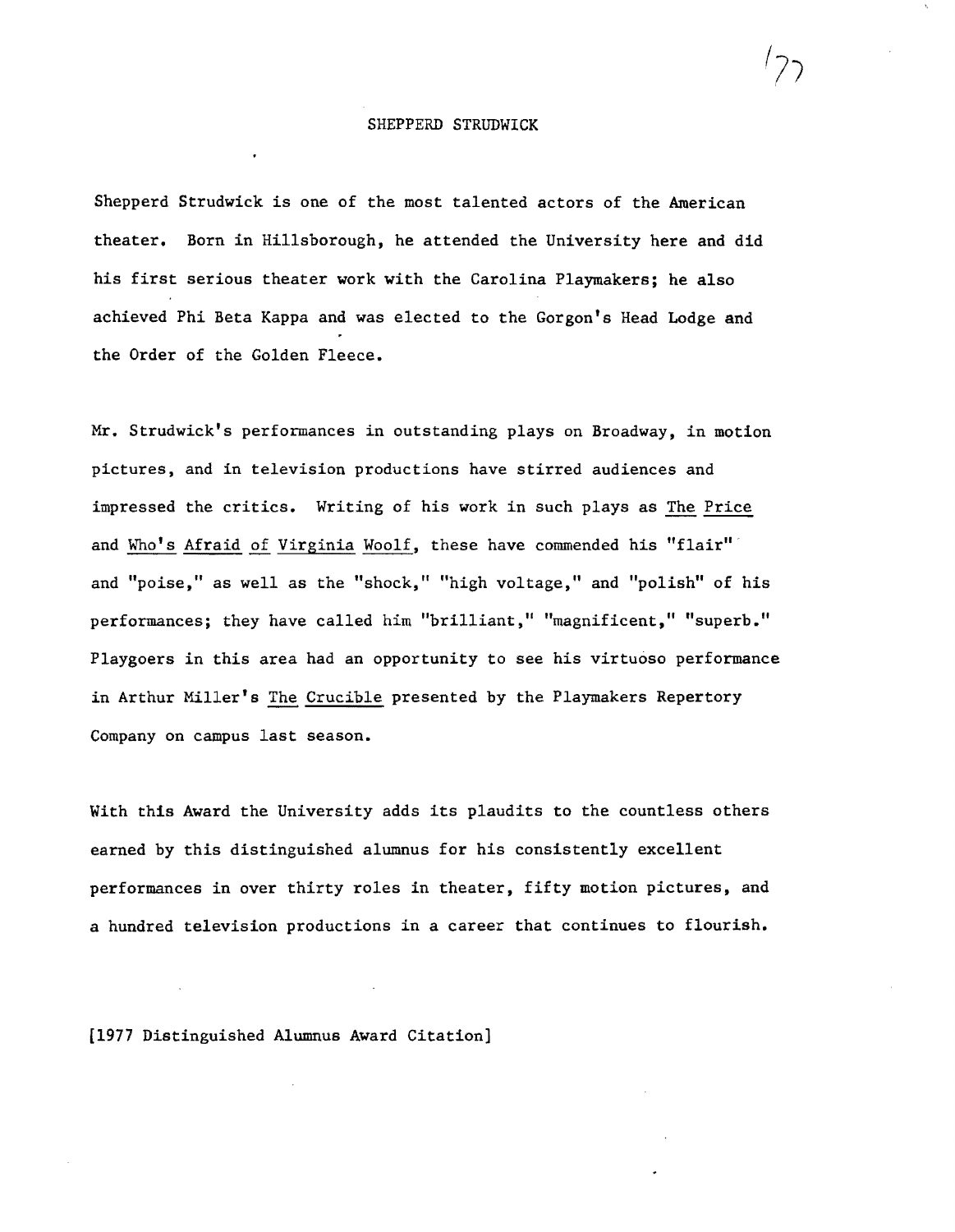# SHEPPERD STRUDWICK

Shepperd Strudwick is one of the most talented actors of the American theater. Born in Hillsborough, he attended the University here and did his first serious theater work with the Carolina Playmakers; he also achieved Phi Beta Kappa and was elected to the Gorgon's Head Lodge and the Order of the Golden Fleece.

Mr. Strudwick's performances in outstanding plays on Broadway, in motion pictures, and in television productions have stirred audiences and impressed the critics. Writing of his work in such plays as The Price and Who's Afraid of Virginia Woolf, these have commended his "flair" and "poise," as well as the "shock," "high voltage," and "polish" of his performances; they have called him "brilliant," "magnificent," "superb." Playgoers in this area had an opportunity to see his virtuoso performance in Arthur Miller's The Crucible presented by the Playmakers Repertory Company on campus last season.

With this Award the University adds its plaudits to the countless others earned by this distinguished alumnus for his consistently excellent performances in over thirty roles in theater, fifty motion pictures, and a hundred television productions in a career that continues to flourish.

[1977 Distinguished Alumnus Award Citation]